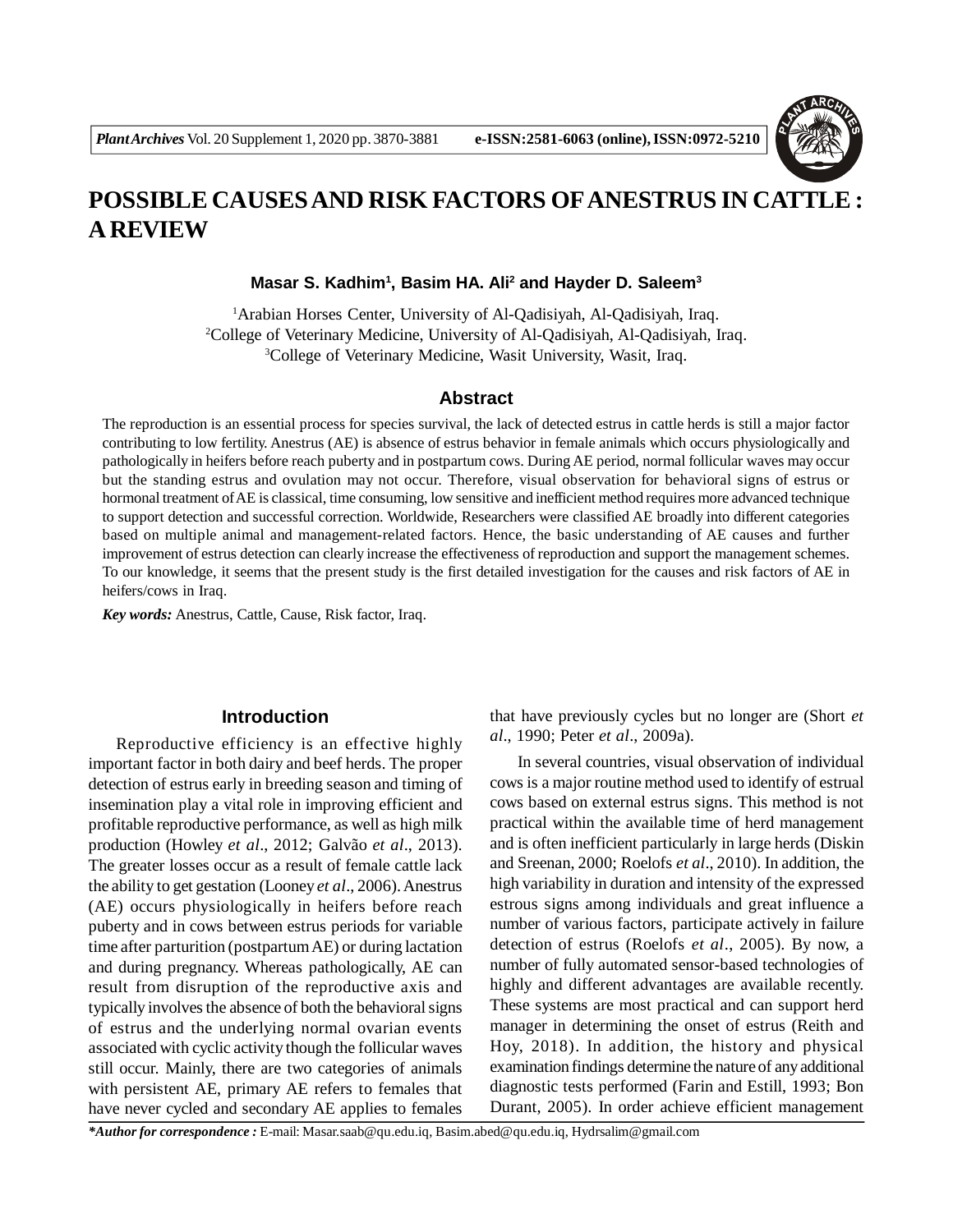# POSSIBLE CAUSES AND RISK FACTORS OF ANESTRUS IN CATTLE : A REVIEW

**Masar S. Kadhim[1], Basim HA. Ali[2] and Hayder D. Saleem[3]**

[1]Arabian Horses Center, University of Al-Qadisiyah, Al-Qadisiyah, Iraq.
[2]College of Veterinary Medicine, University of Al-Qadisiyah, Al-Qadisiyah, Iraq.
[3]College of Veterinary Medicine, Wasit University, Wasit, Iraq.

## Abstract

The reproduction is an essential process for species survival, the lack of detected estrus in cattle herds is still a major factor contributing to low fertility. Anestrus (AE) is absence of estrus behavior in female animals which occurs physiologically and pathologically in heifers before reach puberty and in postpartum cows. During AE period, normal follicular waves may occur but the standing estrus and ovulation may not occur. Therefore, visual observation for behavioral signs of estrus or hormonal treatment of AE is classical, time consuming, low sensitive and inefficient method requires more advanced technique to support detection and successful correction. Worldwide, Researchers were classified AE broadly into different categories based on multiple animal and management-related factors. Hence, the basic understanding of AE causes and further improvement of estrus detection can clearly increase the effectiveness of reproduction and support the management schemes. To our knowledge, it seems that the present study is the first detailed investigation for the causes and risk factors of AE in heifers/cows in Iraq.

***Key words:*** Anestrus, Cattle, Cause, Risk factor, Iraq.

## Introduction

Reproductive efficiency is an effective highly important factor in both dairy and beef herds. The proper detection of estrus early in breeding season and timing of insemination play a vital role in improving efficient and profitable reproductive performance, as well as high milk production (Howley *et al*., 2012; Galvão *et al*., 2013). The greater losses occur as a result of female cattle lack the ability to get gestation (Looney *et al*., 2006). Anestrus (AE) occurs physiologically in heifers before reach puberty and in cows between estrus periods for variable time after parturition (postpartum AE) or during lactation and during pregnancy. Whereas pathologically, AE can result from disruption of the reproductive axis and typically involves the absence of both the behavioral signs of estrus and the underlying normal ovarian events associated with cyclic activity though the follicular waves still occur. Mainly, there are two categories of animals with persistent AE, primary AE refers to females that have never cycled and secondary AE applies to females that have previously cycles but no longer are (Short *et al*., 1990; Peter *et al*., 2009a).

In several countries, visual observation of individual cows is a major routine method used to identify of estrual cows based on external estrus signs. This method is not practical within the available time of herd management and is often inefficient particularly in large herds (Diskin and Sreenan, 2000; Roelofs *et al*., 2010). In addition, the high variability in duration and intensity of the expressed estrous signs among individuals and great influence a number of various factors, participate actively in failure detection of estrus (Roelofs *et al*., 2005). By now, a number of fully automated sensor-based technologies of highly and different advantages are available recently. These systems are most practical and can support herd manager in determining the onset of estrus (Reith and Hoy, 2018). In addition, the history and physical examination findings determine the nature of any additional diagnostic tests performed (Farin and Estill, 1993; Bon Durant, 2005). In order achieve efficient management

***Author for correspondence :** E-mail: Masar.saab@qu.edu.iq, Basim.abed@qu.edu.iq, Hydrsalim@gmail.com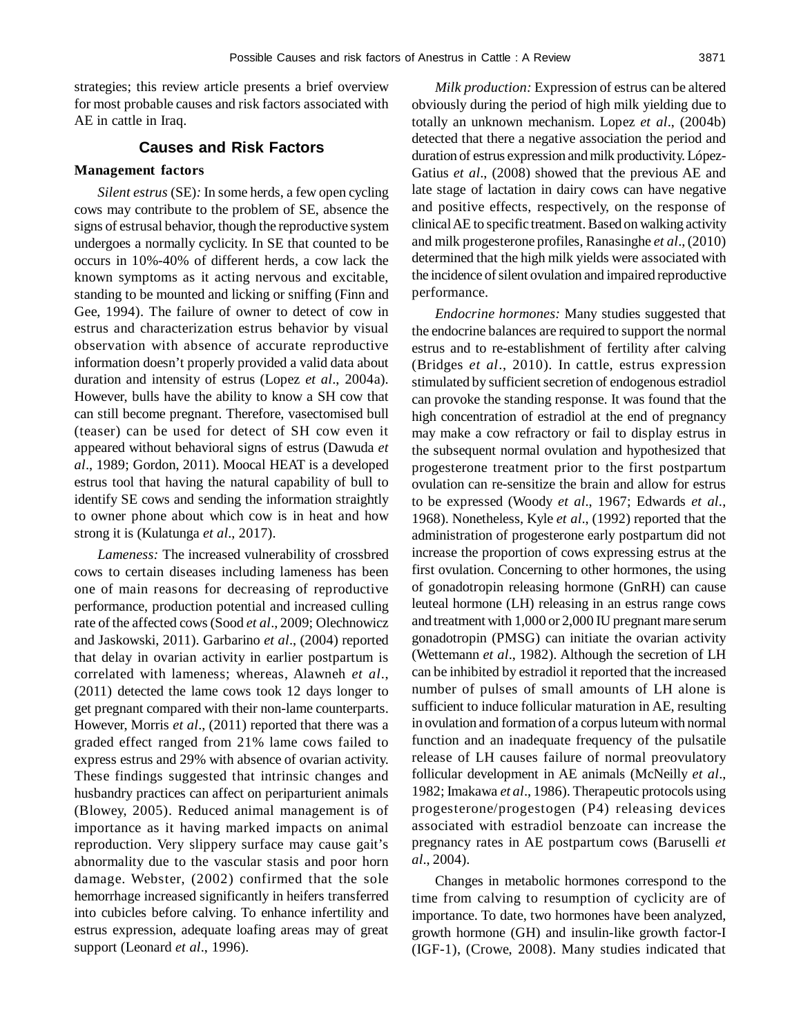strategies; this review article presents a brief overview for most probable causes and risk factors associated with AE in cattle in Iraq.

## Causes and Risk Factors

### Management factors

*Silent estrus* (SE)*:* In some herds, a few open cycling cows may contribute to the problem of SE, absence the signs of estrusal behavior, though the reproductive system undergoes a normally cyclicity. In SE that counted to be occurs in 10%-40% of different herds, a cow lack the known symptoms as it acting nervous and excitable, standing to be mounted and licking or sniffing (Finn and Gee, 1994). The failure of owner to detect of cow in estrus and characterization estrus behavior by visual observation with absence of accurate reproductive information doesn't properly provided a valid data about duration and intensity of estrus (Lopez *et al*., 2004a). However, bulls have the ability to know a SH cow that can still become pregnant. Therefore, vasectomised bull (teaser) can be used for detect of SH cow even it appeared without behavioral signs of estrus (Dawuda *et al*., 1989; Gordon, 2011). Moocal HEAT is a developed estrus tool that having the natural capability of bull to identify SE cows and sending the information straightly to owner phone about which cow is in heat and how strong it is (Kulatunga *et al*., 2017).

*Lameness:* The increased vulnerability of crossbred cows to certain diseases including lameness has been one of main reasons for decreasing of reproductive performance, production potential and increased culling rate of the affected cows (Sood *et al*., 2009; Olechnowicz and Jaskowski, 2011). Garbarino *et al*., (2004) reported that delay in ovarian activity in earlier postpartum is correlated with lameness; whereas, Alawneh *et al*., (2011) detected the lame cows took 12 days longer to get pregnant compared with their non-lame counterparts. However, Morris *et al*., (2011) reported that there was a graded effect ranged from 21% lame cows failed to express estrus and 29% with absence of ovarian activity. These findings suggested that intrinsic changes and husbandry practices can affect on periparturient animals (Blowey, 2005). Reduced animal management is of importance as it having marked impacts on animal reproduction. Very slippery surface may cause gait's abnormality due to the vascular stasis and poor horn damage. Webster, (2002) confirmed that the sole hemorrhage increased significantly in heifers transferred into cubicles before calving. To enhance infertility and estrus expression, adequate loafing areas may of great support (Leonard *et al*., 1996).

*Milk production:* Expression of estrus can be altered obviously during the period of high milk yielding due to totally an unknown mechanism. Lopez *et al*., (2004b) detected that there a negative association the period and duration of estrus expression and milk productivity. López-Gatius *et al*., (2008) showed that the previous AE and late stage of lactation in dairy cows can have negative and positive effects, respectively, on the response of clinical AE to specific treatment. Based on walking activity and milk progesterone profiles, Ranasinghe *et al*., (2010) determined that the high milk yields were associated with the incidence of silent ovulation and impaired reproductive performance.

*Endocrine hormones:* Many studies suggested that the endocrine balances are required to support the normal estrus and to re-establishment of fertility after calving (Bridges *et al*., 2010). In cattle, estrus expression stimulated by sufficient secretion of endogenous estradiol can provoke the standing response. It was found that the high concentration of estradiol at the end of pregnancy may make a cow refractory or fail to display estrus in the subsequent normal ovulation and hypothesized that progesterone treatment prior to the first postpartum ovulation can re-sensitize the brain and allow for estrus to be expressed (Woody *et al*., 1967; Edwards *et al*., 1968). Nonetheless, Kyle *et al*., (1992) reported that the administration of progesterone early postpartum did not increase the proportion of cows expressing estrus at the first ovulation. Concerning to other hormones, the using of gonadotropin releasing hormone (GnRH) can cause leuteal hormone (LH) releasing in an estrus range cows and treatment with 1,000 or 2,000 IU pregnant mare serum gonadotropin (PMSG) can initiate the ovarian activity (Wettemann *et al*., 1982). Although the secretion of LH can be inhibited by estradiol it reported that the increased number of pulses of small amounts of LH alone is sufficient to induce follicular maturation in AE, resulting in ovulation and formation of a corpus luteum with normal function and an inadequate frequency of the pulsatile release of LH causes failure of normal preovulatory follicular development in AE animals (McNeilly *et al*., 1982; Imakawa *et al*., 1986). Therapeutic protocols using progesterone/progestogen (P4) releasing devices associated with estradiol benzoate can increase the pregnancy rates in AE postpartum cows (Baruselli *et al*., 2004).

Changes in metabolic hormones correspond to the time from calving to resumption of cyclicity are of importance. To date, two hormones have been analyzed, growth hormone (GH) and insulin-like growth factor-I (IGF-1), (Crowe, 2008). Many studies indicated that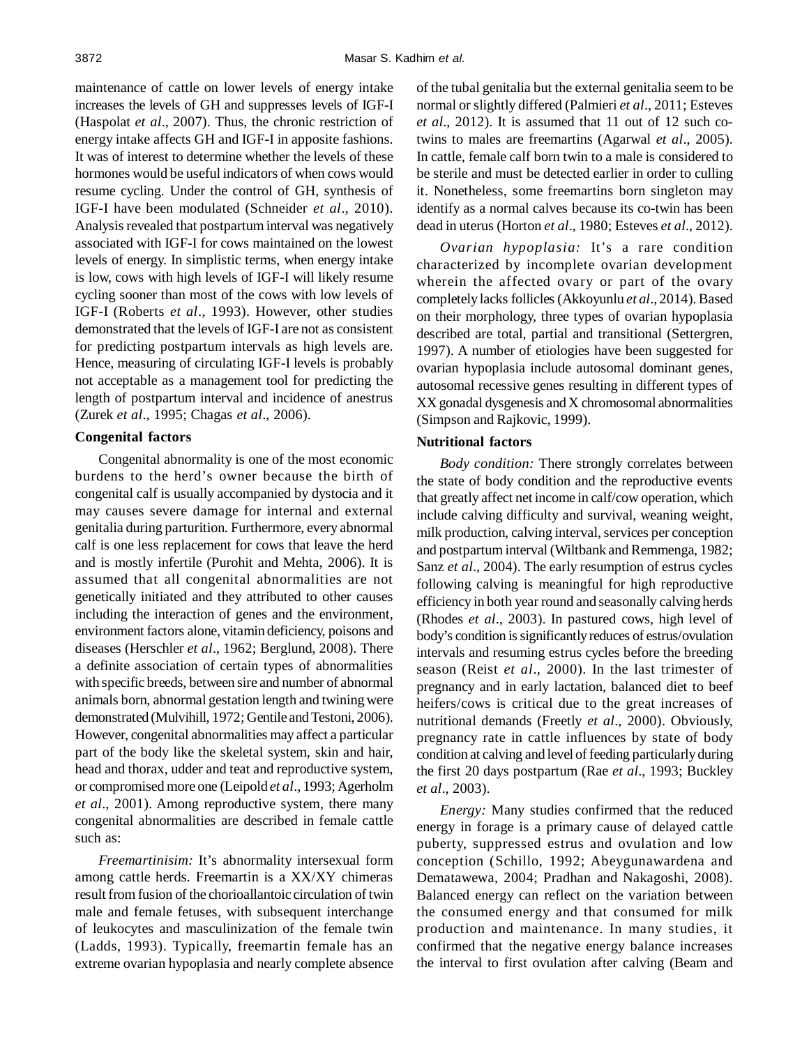maintenance of cattle on lower levels of energy intake increases the levels of GH and suppresses levels of IGF-I (Haspolat *et al*., 2007). Thus, the chronic restriction of energy intake affects GH and IGF-I in apposite fashions. It was of interest to determine whether the levels of these hormones would be useful indicators of when cows would resume cycling. Under the control of GH, synthesis of IGF-I have been modulated (Schneider *et al*., 2010). Analysis revealed that postpartum interval was negatively associated with IGF-I for cows maintained on the lowest levels of energy. In simplistic terms, when energy intake is low, cows with high levels of IGF-I will likely resume cycling sooner than most of the cows with low levels of IGF-I (Roberts *et al*., 1993). However, other studies demonstrated that the levels of IGF-I are not as consistent for predicting postpartum intervals as high levels are. Hence, measuring of circulating IGF-I levels is probably not acceptable as a management tool for predicting the length of postpartum interval and incidence of anestrus (Zurek *et al*., 1995; Chagas *et al*., 2006).

**Congenital factors**

Congenital abnormality is one of the most economic burdens to the herd's owner because the birth of congenital calf is usually accompanied by dystocia and it may causes severe damage for internal and external genitalia during parturition. Furthermore, every abnormal calf is one less replacement for cows that leave the herd and is mostly infertile (Purohit and Mehta, 2006). It is assumed that all congenital abnormalities are not genetically initiated and they attributed to other causes including the interaction of genes and the environment, environment factors alone, vitamin deficiency, poisons and diseases (Herschler *et al*., 1962; Berglund, 2008). There a definite association of certain types of abnormalities with specific breeds, between sire and number of abnormal animals born, abnormal gestation length and twining were demonstrated (Mulvihill, 1972; Gentile and Testoni, 2006). However, congenital abnormalities may affect a particular part of the body like the skeletal system, skin and hair, head and thorax, udder and teat and reproductive system, or compromised more one (Leipold *et al*., 1993; Agerholm *et al*., 2001). Among reproductive system, there many congenital abnormalities are described in female cattle such as:

*Freemartinisim:* It's abnormality intersexual form among cattle herds. Freemartin is a XX/XY chimeras result from fusion of the chorioallantoic circulation of twin male and female fetuses, with subsequent interchange of leukocytes and masculinization of the female twin (Ladds, 1993). Typically, freemartin female has an extreme ovarian hypoplasia and nearly complete absence of the tubal genitalia but the external genitalia seem to be normal or slightly differed (Palmieri *et al*., 2011; Esteves *et al*., 2012). It is assumed that 11 out of 12 such co-twins to males are freemartins (Agarwal *et al*., 2005). In cattle, female calf born twin to a male is considered to be sterile and must be detected earlier in order to culling it. Nonetheless, some freemartins born singleton may identify as a normal calves because its co-twin has been dead in uterus (Horton *et al*., 1980; Esteves *et al*., 2012).

*Ovarian hypoplasia:* It's a rare condition characterized by incomplete ovarian development wherein the affected ovary or part of the ovary completely lacks follicles (Akkoyunlu *et al*., 2014). Based on their morphology, three types of ovarian hypoplasia described are total, partial and transitional (Settergren, 1997). A number of etiologies have been suggested for ovarian hypoplasia include autosomal dominant genes, autosomal recessive genes resulting in different types of XX gonadal dysgenesis and X chromosomal abnormalities (Simpson and Rajkovic, 1999).

**Nutritional factors**

*Body condition:* There strongly correlates between the state of body condition and the reproductive events that greatly affect net income in calf/cow operation, which include calving difficulty and survival, weaning weight, milk production, calving interval, services per conception and postpartum interval (Wiltbank and Remmenga, 1982; Sanz *et al*., 2004). The early resumption of estrus cycles following calving is meaningful for high reproductive efficiency in both year round and seasonally calving herds (Rhodes *et al*., 2003). In pastured cows, high level of body's condition is significantly reduces of estrus/ovulation intervals and resuming estrus cycles before the breeding season (Reist *et al*., 2000). In the last trimester of pregnancy and in early lactation, balanced diet to beef heifers/cows is critical due to the great increases of nutritional demands (Freetly *et al*., 2000). Obviously, pregnancy rate in cattle influences by state of body condition at calving and level of feeding particularly during the first 20 days postpartum (Rae *et al*., 1993; Buckley *et al*., 2003).

*Energy:* Many studies confirmed that the reduced energy in forage is a primary cause of delayed cattle puberty, suppressed estrus and ovulation and low conception (Schillo, 1992; Abeygunawardena and Dematawewa, 2004; Pradhan and Nakagoshi, 2008). Balanced energy can reflect on the variation between the consumed energy and that consumed for milk production and maintenance. In many studies, it confirmed that the negative energy balance increases the interval to first ovulation after calving (Beam and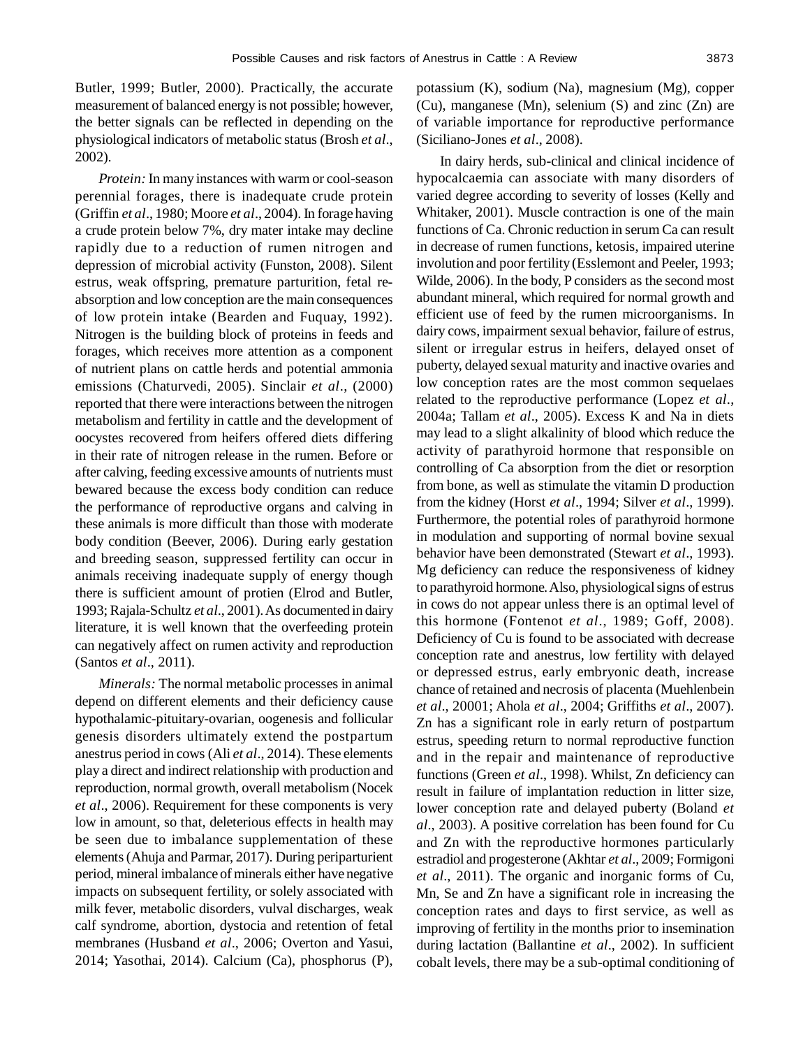Butler, 1999; Butler, 2000). Practically, the accurate measurement of balanced energy is not possible; however, the better signals can be reflected in depending on the physiological indicators of metabolic status (Brosh *et al*., 2002).

*Protein:* In many instances with warm or cool-season perennial forages, there is inadequate crude protein (Griffin *et al*., 1980; Moore *et al*., 2004). In forage having a crude protein below 7%, dry mater intake may decline rapidly due to a reduction of rumen nitrogen and depression of microbial activity (Funston, 2008). Silent estrus, weak offspring, premature parturition, fetal re-absorption and low conception are the main consequences of low protein intake (Bearden and Fuquay, 1992). Nitrogen is the building block of proteins in feeds and forages, which receives more attention as a component of nutrient plans on cattle herds and potential ammonia emissions (Chaturvedi, 2005). Sinclair *et al*., (2000) reported that there were interactions between the nitrogen metabolism and fertility in cattle and the development of oocystes recovered from heifers offered diets differing in their rate of nitrogen release in the rumen. Before or after calving, feeding excessive amounts of nutrients must bewared because the excess body condition can reduce the performance of reproductive organs and calving in these animals is more difficult than those with moderate body condition (Beever, 2006). During early gestation and breeding season, suppressed fertility can occur in animals receiving inadequate supply of energy though there is sufficient amount of protien (Elrod and Butler, 1993; Rajala-Schultz *et al*., 2001). As documented in dairy literature, it is well known that the overfeeding protein can negatively affect on rumen activity and reproduction (Santos *et al*., 2011).

*Minerals:* The normal metabolic processes in animal depend on different elements and their deficiency cause hypothalamic-pituitary-ovarian, oogenesis and follicular genesis disorders ultimately extend the postpartum anestrus period in cows (Ali *et al*., 2014). These elements play a direct and indirect relationship with production and reproduction, normal growth, overall metabolism (Nocek *et al*., 2006). Requirement for these components is very low in amount, so that, deleterious effects in health may be seen due to imbalance supplementation of these elements (Ahuja and Parmar, 2017). During periparturient period, mineral imbalance of minerals either have negative impacts on subsequent fertility, or solely associated with milk fever, metabolic disorders, vulval discharges, weak calf syndrome, abortion, dystocia and retention of fetal membranes (Husband *et al*., 2006; Overton and Yasui, 2014; Yasothai, 2014). Calcium (Ca), phosphorus (P), potassium (K), sodium (Na), magnesium (Mg), copper (Cu), manganese (Mn), selenium (S) and zinc (Zn) are of variable importance for reproductive performance (Siciliano-Jones *et al*., 2008).

In dairy herds, sub-clinical and clinical incidence of hypocalcaemia can associate with many disorders of varied degree according to severity of losses (Kelly and Whitaker, 2001). Muscle contraction is one of the main functions of Ca. Chronic reduction in serum Ca can result in decrease of rumen functions, ketosis, impaired uterine involution and poor fertility (Esslemont and Peeler, 1993; Wilde, 2006). In the body, P considers as the second most abundant mineral, which required for normal growth and efficient use of feed by the rumen microorganisms. In dairy cows, impairment sexual behavior, failure of estrus, silent or irregular estrus in heifers, delayed onset of puberty, delayed sexual maturity and inactive ovaries and low conception rates are the most common sequelaes related to the reproductive performance (Lopez *et al*., 2004a; Tallam *et al*., 2005). Excess K and Na in diets may lead to a slight alkalinity of blood which reduce the activity of parathyroid hormone that responsible on controlling of Ca absorption from the diet or resorption from bone, as well as stimulate the vitamin D production from the kidney (Horst *et al*., 1994; Silver *et al*., 1999). Furthermore, the potential roles of parathyroid hormone in modulation and supporting of normal bovine sexual behavior have been demonstrated (Stewart *et al*., 1993). Mg deficiency can reduce the responsiveness of kidney to parathyroid hormone. Also, physiological signs of estrus in cows do not appear unless there is an optimal level of this hormone (Fontenot *et al*., 1989; Goff, 2008). Deficiency of Cu is found to be associated with decrease conception rate and anestrus, low fertility with delayed or depressed estrus, early embryonic death, increase chance of retained and necrosis of placenta (Muehlenbein *et al*., 20001; Ahola *et al*., 2004; Griffiths *et al*., 2007). Zn has a significant role in early return of postpartum estrus, speeding return to normal reproductive function and in the repair and maintenance of reproductive functions (Green *et al*., 1998). Whilst, Zn deficiency can result in failure of implantation reduction in litter size, lower conception rate and delayed puberty (Boland *et al*., 2003). A positive correlation has been found for Cu and Zn with the reproductive hormones particularly estradiol and progesterone (Akhtar *et al*., 2009; Formigoni *et al*., 2011). The organic and inorganic forms of Cu, Mn, Se and Zn have a significant role in increasing the conception rates and days to first service, as well as improving of fertility in the months prior to insemination during lactation (Ballantine *et al*., 2002). In sufficient cobalt levels, there may be a sub-optimal conditioning of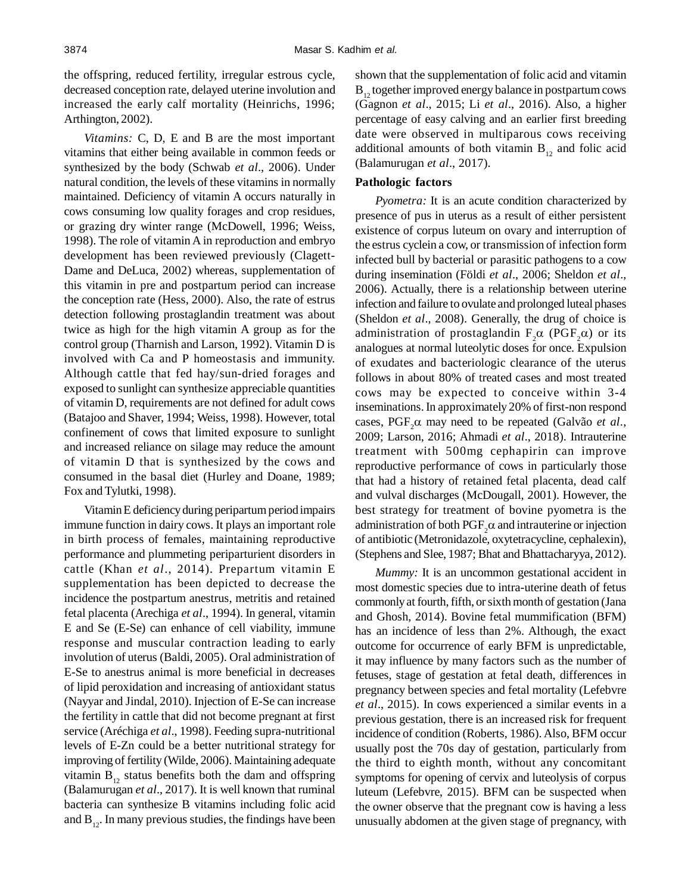the offspring, reduced fertility, irregular estrous cycle, decreased conception rate, delayed uterine involution and increased the early calf mortality (Heinrichs, 1996; Arthington, 2002).

*Vitamins:* C, D, E and B are the most important vitamins that either being available in common feeds or synthesized by the body (Schwab *et al*., 2006). Under natural condition, the levels of these vitamins in normally maintained. Deficiency of vitamin A occurs naturally in cows consuming low quality forages and crop residues, or grazing dry winter range (McDowell, 1996; Weiss, 1998). The role of vitamin A in reproduction and embryo development has been reviewed previously (Clagett-Dame and DeLuca, 2002) whereas, supplementation of this vitamin in pre and postpartum period can increase the conception rate (Hess, 2000). Also, the rate of estrus detection following prostaglandin treatment was about twice as high for the high vitamin A group as for the control group (Tharnish and Larson, 1992). Vitamin D is involved with Ca and P homeostasis and immunity. Although cattle that fed hay/sun-dried forages and exposed to sunlight can synthesize appreciable quantities of vitamin D, requirements are not defined for adult cows (Batajoo and Shaver, 1994; Weiss, 1998). However, total confinement of cows that limited exposure to sunlight and increased reliance on silage may reduce the amount of vitamin D that is synthesized by the cows and consumed in the basal diet (Hurley and Doane, 1989; Fox and Tylutki, 1998).

Vitamin E deficiency during peripartum period impairs immune function in dairy cows. It plays an important role in birth process of females, maintaining reproductive performance and plummeting periparturient disorders in cattle (Khan *et al*., 2014). Prepartum vitamin E supplementation has been depicted to decrease the incidence the postpartum anestrus, metritis and retained fetal placenta (Arechiga *et al*., 1994). In general, vitamin E and Se (E-Se) can enhance of cell viability, immune response and muscular contraction leading to early involution of uterus (Baldi, 2005). Oral administration of E-Se to anestrus animal is more beneficial in decreases of lipid peroxidation and increasing of antioxidant status (Nayyar and Jindal, 2010). Injection of E-Se can increase the fertility in cattle that did not become pregnant at first service (Aréchiga *et al*., 1998). Feeding supra-nutritional levels of E-Zn could be a better nutritional strategy for improving of fertility (Wilde, 2006). Maintaining adequate vitamin $B_{12}$ status benefits both the dam and offspring (Balamurugan *et al*., 2017). It is well known that ruminal bacteria can synthesize B vitamins including folic acid and $B_{12}$. In many previous studies, the findings have been shown that the supplementation of folic acid and vitamin $B_{12}$ together improved energy balance in postpartum cows (Gagnon *et al*., 2015; Li *et al*., 2016). Also, a higher percentage of easy calving and an earlier first breeding date were observed in multiparous cows receiving additional amounts of both vitamin $B_{12}$ and folic acid (Balamurugan *et al*., 2017).

## Pathologic factors

*Pyometra:* It is an acute condition characterized by presence of pus in uterus as a result of either persistent existence of corpus luteum on ovary and interruption of the estrus cyclein a cow, or transmission of infection form infected bull by bacterial or parasitic pathogens to a cow during insemination (Földi *et al*., 2006; Sheldon *et al*., 2006). Actually, there is a relationship between uterine infection and failure to ovulate and prolonged luteal phases (Sheldon *et al*., 2008). Generally, the drug of choice is administration of prostaglandin $F_2\alpha$ ($PGF_2\alpha$) or its analogues at normal luteolytic doses for once. Expulsion of exudates and bacteriologic clearance of the uterus follows in about 80% of treated cases and most treated cows may be expected to conceive within 3-4 inseminations. In approximately 20% of first-non respond cases, $PGF_2\alpha$ may need to be repeated (Galvão *et al*., 2009; Larson, 2016; Ahmadi *et al*., 2018). Intrauterine treatment with 500mg cephapirin can improve reproductive performance of cows in particularly those that had a history of retained fetal placenta, dead calf and vulval discharges (McDougall, 2001). However, the best strategy for treatment of bovine pyometra is the administration of both $PGF_2\alpha$ and intrauterine or injection of antibiotic (Metronidazole, oxytetracycline, cephalexin), (Stephens and Slee, 1987; Bhat and Bhattacharyya, 2012).

*Mummy:* It is an uncommon gestational accident in most domestic species due to intra-uterine death of fetus commonly at fourth, fifth, or sixth month of gestation (Jana and Ghosh, 2014). Bovine fetal mummification (BFM) has an incidence of less than 2%. Although, the exact outcome for occurrence of early BFM is unpredictable, it may influence by many factors such as the number of fetuses, stage of gestation at fetal death, differences in pregnancy between species and fetal mortality (Lefebvre *et al*., 2015). In cows experienced a similar events in a previous gestation, there is an increased risk for frequent incidence of condition (Roberts, 1986). Also, BFM occur usually post the 70s day of gestation, particularly from the third to eighth month, without any concomitant symptoms for opening of cervix and luteolysis of corpus luteum (Lefebvre, 2015). BFM can be suspected when the owner observe that the pregnant cow is having a less unusually abdomen at the given stage of pregnancy, with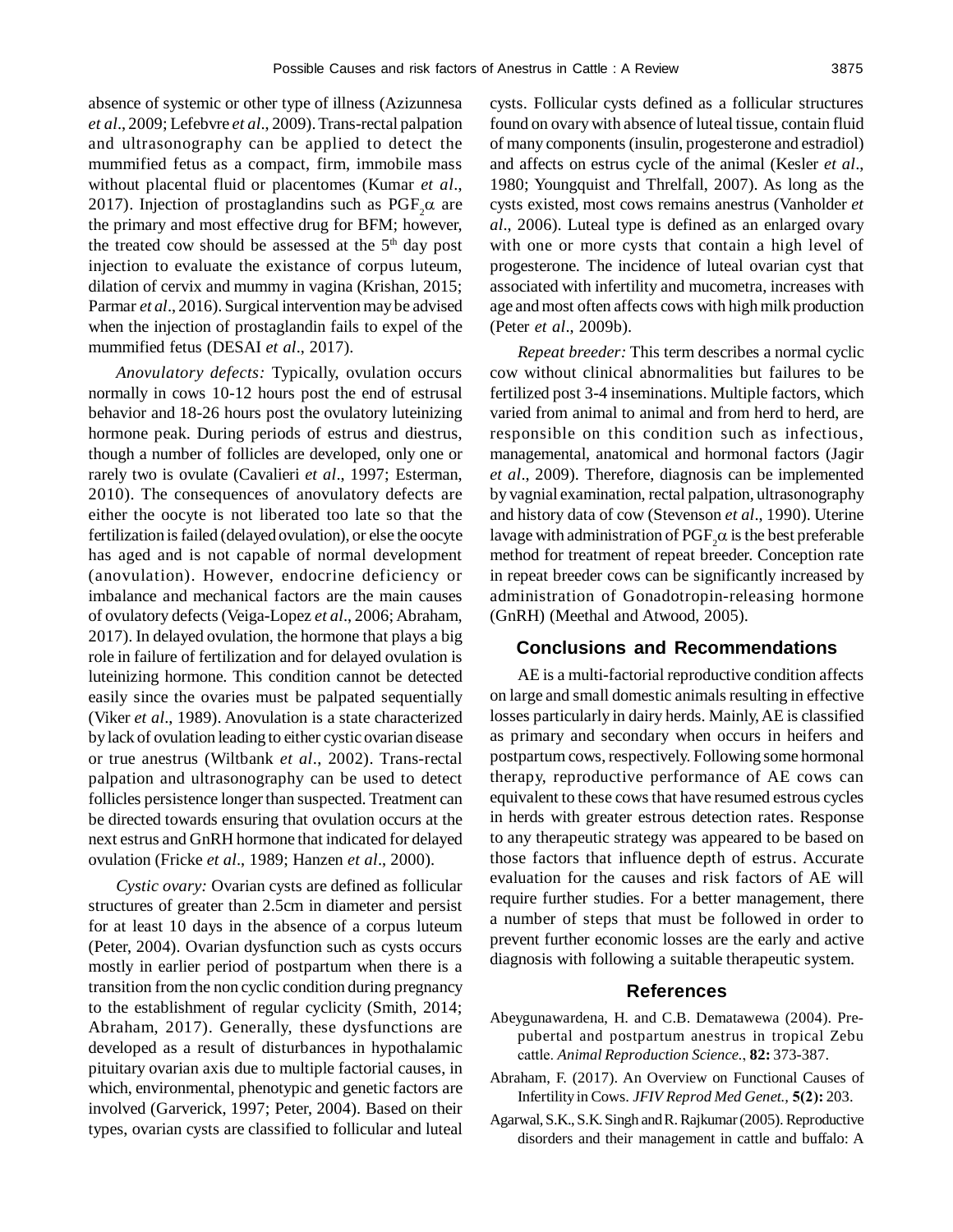absence of systemic or other type of illness (Azizunnesa *et al*., 2009; Lefebvre *et al*., 2009). Trans-rectal palpation and ultrasonography can be applied to detect the mummified fetus as a compact, firm, immobile mass without placental fluid or placentomes (Kumar *et al*., 2017). Injection of prostaglandins such as $PGF_2\alpha$ are the primary and most effective drug for BFM; however, the treated cow should be assessed at the $5^{th}$ day post injection to evaluate the existance of corpus luteum, dilation of cervix and mummy in vagina (Krishan, 2015; Parmar *et al*., 2016). Surgical intervention may be advised when the injection of prostaglandin fails to expel of the mummified fetus (DESAI *et al*., 2017).

*Anovulatory defects:* Typically, ovulation occurs normally in cows 10-12 hours post the end of estrusal behavior and 18-26 hours post the ovulatory luteinizing hormone peak. During periods of estrus and diestrus, though a number of follicles are developed, only one or rarely two is ovulate (Cavalieri *et al*., 1997; Esterman, 2010). The consequences of anovulatory defects are either the oocyte is not liberated too late so that the fertilization is failed (delayed ovulation), or else the oocyte has aged and is not capable of normal development (anovulation). However, endocrine deficiency or imbalance and mechanical factors are the main causes of ovulatory defects (Veiga-Lopez *et al*., 2006; Abraham, 2017). In delayed ovulation, the hormone that plays a big role in failure of fertilization and for delayed ovulation is luteinizing hormone. This condition cannot be detected easily since the ovaries must be palpated sequentially (Viker *et al*., 1989). Anovulation is a state characterized by lack of ovulation leading to either cystic ovarian disease or true anestrus (Wiltbank *et al*., 2002). Trans-rectal palpation and ultrasonography can be used to detect follicles persistence longer than suspected. Treatment can be directed towards ensuring that ovulation occurs at the next estrus and GnRH hormone that indicated for delayed ovulation (Fricke *et al*., 1989; Hanzen *et al*., 2000).

*Cystic ovary:* Ovarian cysts are defined as follicular structures of greater than 2.5cm in diameter and persist for at least 10 days in the absence of a corpus luteum (Peter, 2004). Ovarian dysfunction such as cysts occurs mostly in earlier period of postpartum when there is a transition from the non cyclic condition during pregnancy to the establishment of regular cyclicity (Smith, 2014; Abraham, 2017). Generally, these dysfunctions are developed as a result of disturbances in hypothalamic pituitary ovarian axis due to multiple factorial causes, in which, environmental, phenotypic and genetic factors are involved (Garverick, 1997; Peter, 2004). Based on their types, ovarian cysts are classified to follicular and luteal cysts. Follicular cysts defined as a follicular structures found on ovary with absence of luteal tissue, contain fluid of many components (insulin, progesterone and estradiol) and affects on estrus cycle of the animal (Kesler *et al*., 1980; Youngquist and Threlfall, 2007). As long as the cysts existed, most cows remains anestrus (Vanholder *et al*., 2006). Luteal type is defined as an enlarged ovary with one or more cysts that contain a high level of progesterone. The incidence of luteal ovarian cyst that associated with infertility and mucometra, increases with age and most often affects cows with high milk production (Peter *et al*., 2009b).

*Repeat breeder:* This term describes a normal cyclic cow without clinical abnormalities but failures to be fertilized post 3-4 inseminations. Multiple factors, which varied from animal to animal and from herd to herd, are responsible on this condition such as infectious, managemental, anatomical and hormonal factors (Jagir *et al*., 2009). Therefore, diagnosis can be implemented by vagnial examination, rectal palpation, ultrasonography and history data of cow (Stevenson *et al*., 1990). Uterine lavage with administration of $PGF_2\alpha$ is the best preferable method for treatment of repeat breeder. Conception rate in repeat breeder cows can be significantly increased by administration of Gonadotropin-releasing hormone (GnRH) (Meethal and Atwood, 2005).

## Conclusions and Recommendations

AE is a multi-factorial reproductive condition affects on large and small domestic animals resulting in effective losses particularly in dairy herds. Mainly, AE is classified as primary and secondary when occurs in heifers and postpartum cows, respectively. Following some hormonal therapy, reproductive performance of AE cows can equivalent to these cows that have resumed estrous cycles in herds with greater estrous detection rates. Response to any therapeutic strategy was appeared to be based on those factors that influence depth of estrus. Accurate evaluation for the causes and risk factors of AE will require further studies. For a better management, there a number of steps that must be followed in order to prevent further economic losses are the early and active diagnosis with following a suitable therapeutic system.

## References

Abeygunawardena, H. and C.B. Dematawewa (2004). Pre-pubertal and postpartum anestrus in tropical Zebu cattle. *Animal Reproduction Science.*, **82:** 373-387.

Abraham, F. (2017). An Overview on Functional Causes of Infertility in Cows. *JFIV Reprod Med Genet.*, **5(2):** 203.

Agarwal, S.K., S.K. Singh and R. Rajkumar (2005). Reproductive disorders and their management in cattle and buffalo: A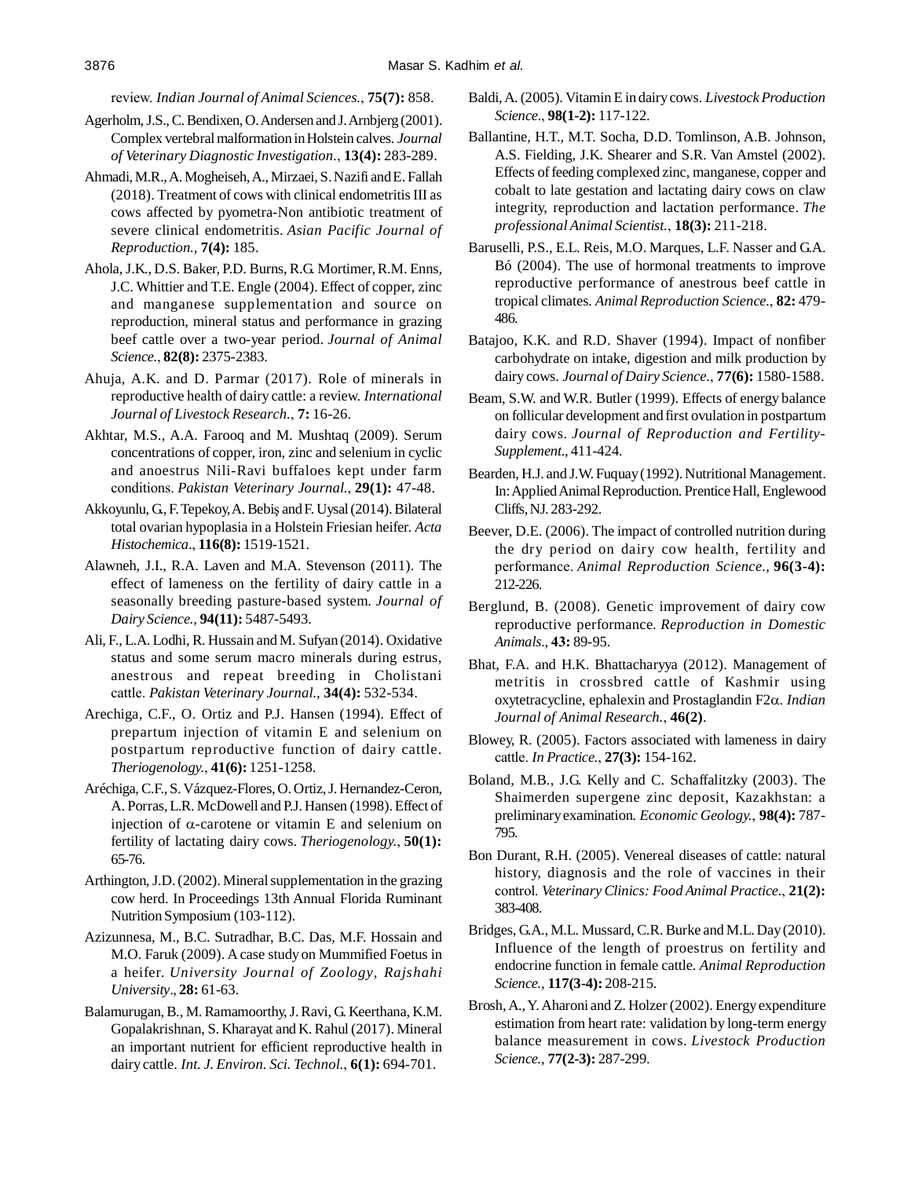review. *Indian Journal of Animal Sciences.*, **75(7):** 858.

Agerholm, J.S., C. Bendixen, O. Andersen and J. Arnbjerg (2001). Complex vertebral malformation in Holstein calves. *Journal of Veterinary Diagnostic Investigation.*, **13(4):** 283-289.

Ahmadi, M.R., A. Mogheiseh, A., Mirzaei, S. Nazifi and E. Fallah (2018). Treatment of cows with clinical endometritis III as cows affected by pyometra-Non antibiotic treatment of severe clinical endometritis. *Asian Pacific Journal of Reproduction.,* **7(4):** 185.

Ahola, J.K., D.S. Baker, P.D. Burns, R.G. Mortimer, R.M. Enns, J.C. Whittier and T.E. Engle (2004). Effect of copper, zinc and manganese supplementation and source on reproduction, mineral status and performance in grazing beef cattle over a two-year period. *Journal of Animal Science.*, **82(8):** 2375-2383.

Ahuja, A.K. and D. Parmar (2017). Role of minerals in reproductive health of dairy cattle: a review. *International Journal of Livestock Research.*, **7:** 16-26.

Akhtar, M.S., A.A. Farooq and M. Mushtaq (2009). Serum concentrations of copper, iron, zinc and selenium in cyclic and anoestrus Nili-Ravi buffaloes kept under farm conditions. *Pakistan Veterinary Journal.*, **29(1):** 47-48.

Akkoyunlu, G., F. Tepekoy, A. Bebiş and F. Uysal (2014). Bilateral total ovarian hypoplasia in a Holstein Friesian heifer. *Acta Histochemica.*, **116(8):** 1519-1521.

Alawneh, J.I., R.A. Laven and M.A. Stevenson (2011). The effect of lameness on the fertility of dairy cattle in a seasonally breeding pasture-based system. *Journal of Dairy Science.,* **94(11):** 5487-5493.

Ali, F., L.A. Lodhi, R. Hussain and M. Sufyan (2014). Oxidative status and some serum macro minerals during estrus, anestrous and repeat breeding in Cholistani cattle. *Pakistan Veterinary Journal.,* **34(4):** 532-534.

Arechiga, C.F., O. Ortiz and P.J. Hansen (1994). Effect of prepartum injection of vitamin E and selenium on postpartum reproductive function of dairy cattle. *Theriogenology.*, **41(6):** 1251-1258.

Aréchiga, C.F., S. Vázquez-Flores, O. Ortiz, J. Hernandez-Ceron, A. Porras, L.R. McDowell and P.J. Hansen (1998). Effect of injection of $\alpha$-carotene or vitamin E and selenium on fertility of lactating dairy cows. *Theriogenology.*, **50(1):** 65-76.

Arthington, J.D. (2002). Mineral supplementation in the grazing cow herd. In Proceedings 13th Annual Florida Ruminant Nutrition Symposium (103-112).

Azizunnesa, M., B.C. Sutradhar, B.C. Das, M.F. Hossain and M.O. Faruk (2009). A case study on Mummified Foetus in a heifer. *University Journal of Zoology, Rajshahi University*., **28:** 61-63.

Balamurugan, B., M. Ramamoorthy, J. Ravi, G. Keerthana, K.M. Gopalakrishnan, S. Kharayat and K. Rahul (2017). Mineral an important nutrient for efficient reproductive health in dairy cattle. *Int. J. Environ. Sci. Technol.*, **6(1):** 694-701.

Baldi, A. (2005). Vitamin E in dairy cows. *Livestock Production Science*., **98(1-2):** 117-122.

Ballantine, H.T., M.T. Socha, D.D. Tomlinson, A.B. Johnson, A.S. Fielding, J.K. Shearer and S.R. Van Amstel (2002). Effects of feeding complexed zinc, manganese, copper and cobalt to late gestation and lactating dairy cows on claw integrity, reproduction and lactation performance. *The professional Animal Scientist.*, **18(3):** 211-218.

Baruselli, P.S., E.L. Reis, M.O. Marques, L.F. Nasser and G.A. Bó (2004). The use of hormonal treatments to improve reproductive performance of anestrous beef cattle in tropical climates. *Animal Reproduction Science.*, **82:** 479-486.

Batajoo, K.K. and R.D. Shaver (1994). Impact of nonfiber carbohydrate on intake, digestion and milk production by dairy cows. *Journal of Dairy Science.*, **77(6):** 1580-1588.

Beam, S.W. and W.R. Butler (1999). Effects of energy balance on follicular development and first ovulation in postpartum dairy cows. *Journal of Reproduction and Fertility-Supplement.*, 411-424.

Bearden, H.J. and J.W. Fuquay (1992). Nutritional Management. In: Applied Animal Reproduction. Prentice Hall, Englewood Cliffs, NJ. 283-292.

Beever, D.E. (2006). The impact of controlled nutrition during the dry period on dairy cow health, fertility and performance. *Animal Reproduction Science.*, **96(3-4):** 212-226.

Berglund, B. (2008). Genetic improvement of dairy cow reproductive performance. *Reproduction in Domestic Animals.*, **43:** 89-95.

Bhat, F.A. and H.K. Bhattacharyya (2012). Management of metritis in crossbred cattle of Kashmir using oxytetracycline, ephalexin and Prostaglandin F2$\alpha$. *Indian Journal of Animal Research.*, **46(2)**.

Blowey, R. (2005). Factors associated with lameness in dairy cattle. *In Practice.*, **27(3):** 154-162.

Boland, M.B., J.G. Kelly and C. Schaffalitzky (2003). The Shaimerden supergene zinc deposit, Kazakhstan: a preliminary examination. *Economic Geology.*, **98(4):** 787-795.

Bon Durant, R.H. (2005). Venereal diseases of cattle: natural history, diagnosis and the role of vaccines in their control. *Veterinary Clinics: Food Animal Practice.*, **21(2):** 383-408.

Bridges, G.A., M.L. Mussard, C.R. Burke and M.L. Day (2010). Influence of the length of proestrus on fertility and endocrine function in female cattle. *Animal Reproduction Science.,* **117(3-4):** 208-215.

Brosh, A., Y. Aharoni and Z. Holzer (2002). Energy expenditure estimation from heart rate: validation by long-term energy balance measurement in cows. *Livestock Production Science.,* **77(2-3):** 287-299.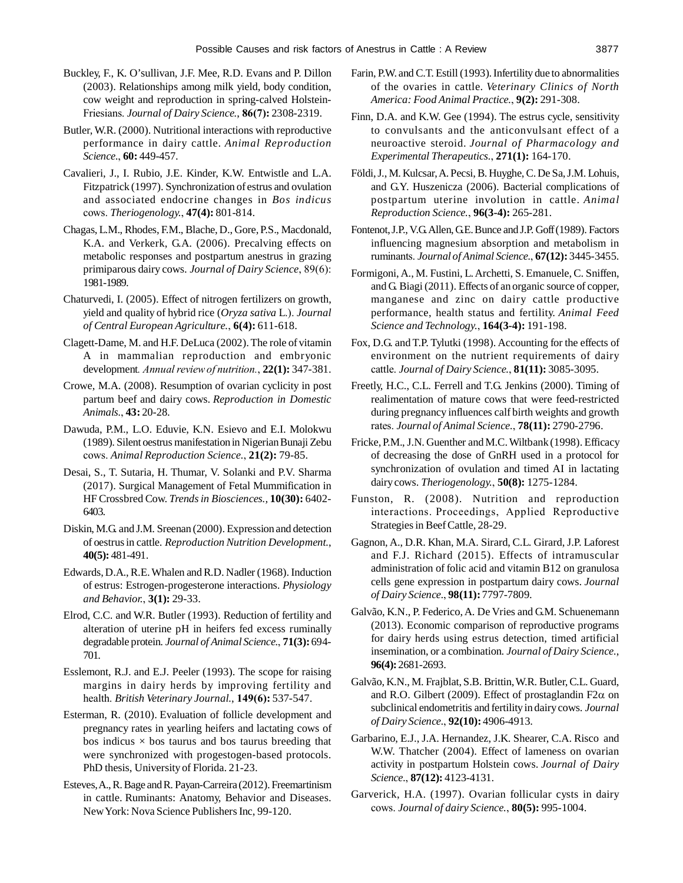Buckley, F., K. O'sullivan, J.F. Mee, R.D. Evans and P. Dillon (2003). Relationships among milk yield, body condition, cow weight and reproduction in spring-calved Holstein-Friesians. *Journal of Dairy Science.*, **86(7):** 2308-2319.

Butler, W.R. (2000). Nutritional interactions with reproductive performance in dairy cattle. *Animal Reproduction Science.*, **60:** 449-457.

Cavalieri, J., I. Rubio, J.E. Kinder, K.W. Entwistle and L.A. Fitzpatrick (1997). Synchronization of estrus and ovulation and associated endocrine changes in *Bos indicus* cows. *Theriogenology.*, **47(4):** 801-814.

Chagas, L.M., Rhodes, F.M., Blache, D., Gore, P.S., Macdonald, K.A. and Verkerk, G.A. (2006). Precalving effects on metabolic responses and postpartum anestrus in grazing primiparous dairy cows. *Journal of Dairy Science*, 89(6): 1981-1989.

Chaturvedi, I. (2005). Effect of nitrogen fertilizers on growth, yield and quality of hybrid rice (*Oryza sativa* L.). *Journal of Central European Agriculture.*, **6(4):** 611-618.

Clagett-Dame, M. and H.F. DeLuca (2002). The role of vitamin A in mammalian reproduction and embryonic development. *Annual review of nutrition.*, **22(1):** 347-381.

Crowe, M.A. (2008). Resumption of ovarian cyclicity in post partum beef and dairy cows. *Reproduction in Domestic Animals.*, **43:** 20-28.

Dawuda, P.M., L.O. Eduvie, K.N. Esievo and E.I. Molokwu (1989). Silent oestrus manifestation in Nigerian Bunaji Zebu cows. *Animal Reproduction Science.*, **21(2):** 79-85.

Desai, S., T. Sutaria, H. Thumar, V. Solanki and P.V. Sharma (2017). Surgical Management of Fetal Mummification in HF Crossbred Cow. *Trends in Biosciences.*, **10(30):** 6402-6403.

Diskin, M.G. and J.M. Sreenan (2000). Expression and detection of oestrus in cattle. *Reproduction Nutrition Development.*, **40(5):** 481-491.

Edwards, D.A., R.E. Whalen and R.D. Nadler (1968). Induction of estrus: Estrogen-progesterone interactions. *Physiology and Behavior.*, **3(1):** 29-33.

Elrod, C.C. and W.R. Butler (1993). Reduction of fertility and alteration of uterine pH in heifers fed excess ruminally degradable protein. *Journal of Animal Science.*, **71(3):** 694-701.

Esslemont, R.J. and E.J. Peeler (1993). The scope for raising margins in dairy herds by improving fertility and health. *British Veterinary Journal.*, **149(6):** 537-547.

Esterman, R. (2010). Evaluation of follicle development and pregnancy rates in yearling heifers and lactating cows of bos indicus × bos taurus and bos taurus breeding that were synchronized with progestogen-based protocols. PhD thesis, University of Florida. 21-23.

Esteves, A., R. Bage and R. Payan-Carreira (2012). Freemartinism in cattle. Ruminants: Anatomy, Behavior and Diseases. New York: Nova Science Publishers Inc, 99-120.

Farin, P.W. and C.T. Estill (1993). Infertility due to abnormalities of the ovaries in cattle. *Veterinary Clinics of North America: Food Animal Practice.*, **9(2):** 291-308.

Finn, D.A. and K.W. Gee (1994). The estrus cycle, sensitivity to convulsants and the anticonvulsant effect of a neuroactive steroid. *Journal of Pharmacology and Experimental Therapeutics.*, **271(1):** 164-170.

Földi, J., M. Kulcsar, A. Pecsi, B. Huyghe, C. De Sa, J.M. Lohuis, and G.Y. Huszenicza (2006). Bacterial complications of postpartum uterine involution in cattle. *Animal Reproduction Science.*, **96(3-4):** 265-281.

Fontenot, J.P., V.G. Allen, G.E. Bunce and J.P. Goff (1989). Factors influencing magnesium absorption and metabolism in ruminants. *Journal of Animal Science.*, **67(12):** 3445-3455.

Formigoni, A., M. Fustini, L. Archetti, S. Emanuele, C. Sniffen, and G. Biagi (2011). Effects of an organic source of copper, manganese and zinc on dairy cattle productive performance, health status and fertility. *Animal Feed Science and Technology.*, **164(3-4):** 191-198.

Fox, D.G. and T.P. Tylutki (1998). Accounting for the effects of environment on the nutrient requirements of dairy cattle. *Journal of Dairy Science.*, **81(11):** 3085-3095.

Freetly, H.C., C.L. Ferrell and T.G. Jenkins (2000). Timing of realimentation of mature cows that were feed-restricted during pregnancy influences calf birth weights and growth rates. *Journal of Animal Science.*, **78(11):** 2790-2796.

Fricke, P.M., J.N. Guenther and M.C. Wiltbank (1998). Efficacy of decreasing the dose of GnRH used in a protocol for synchronization of ovulation and timed AI in lactating dairy cows. *Theriogenology.*, **50(8):** 1275-1284.

Funston, R. (2008). Nutrition and reproduction interactions. Proceedings, Applied Reproductive Strategies in Beef Cattle, 28-29.

Gagnon, A., D.R. Khan, M.A. Sirard, C.L. Girard, J.P. Laforest and F.J. Richard (2015). Effects of intramuscular administration of folic acid and vitamin B12 on granulosa cells gene expression in postpartum dairy cows. *Journal of Dairy Science.*, **98(11):** 7797-7809.

Galvão, K.N., P. Federico, A. De Vries and G.M. Schuenemann (2013). Economic comparison of reproductive programs for dairy herds using estrus detection, timed artificial insemination, or a combination. *Journal of Dairy Science.*, **96(4):** 2681-2693.

Galvão, K.N., M. Frajblat, S.B. Brittin, W.R. Butler, C.L. Guard, and R.O. Gilbert (2009). Effect of prostaglandin F2$\alpha$ on subclinical endometritis and fertility in dairy cows. *Journal of Dairy Science.*, **92(10):** 4906-4913.

Garbarino, E.J., J.A. Hernandez, J.K. Shearer, C.A. Risco and W.W. Thatcher (2004). Effect of lameness on ovarian activity in postpartum Holstein cows. *Journal of Dairy Science.*, **87(12):** 4123-4131.

Garverick, H.A. (1997). Ovarian follicular cysts in dairy cows. *Journal of dairy Science.*, **80(5):** 995-1004.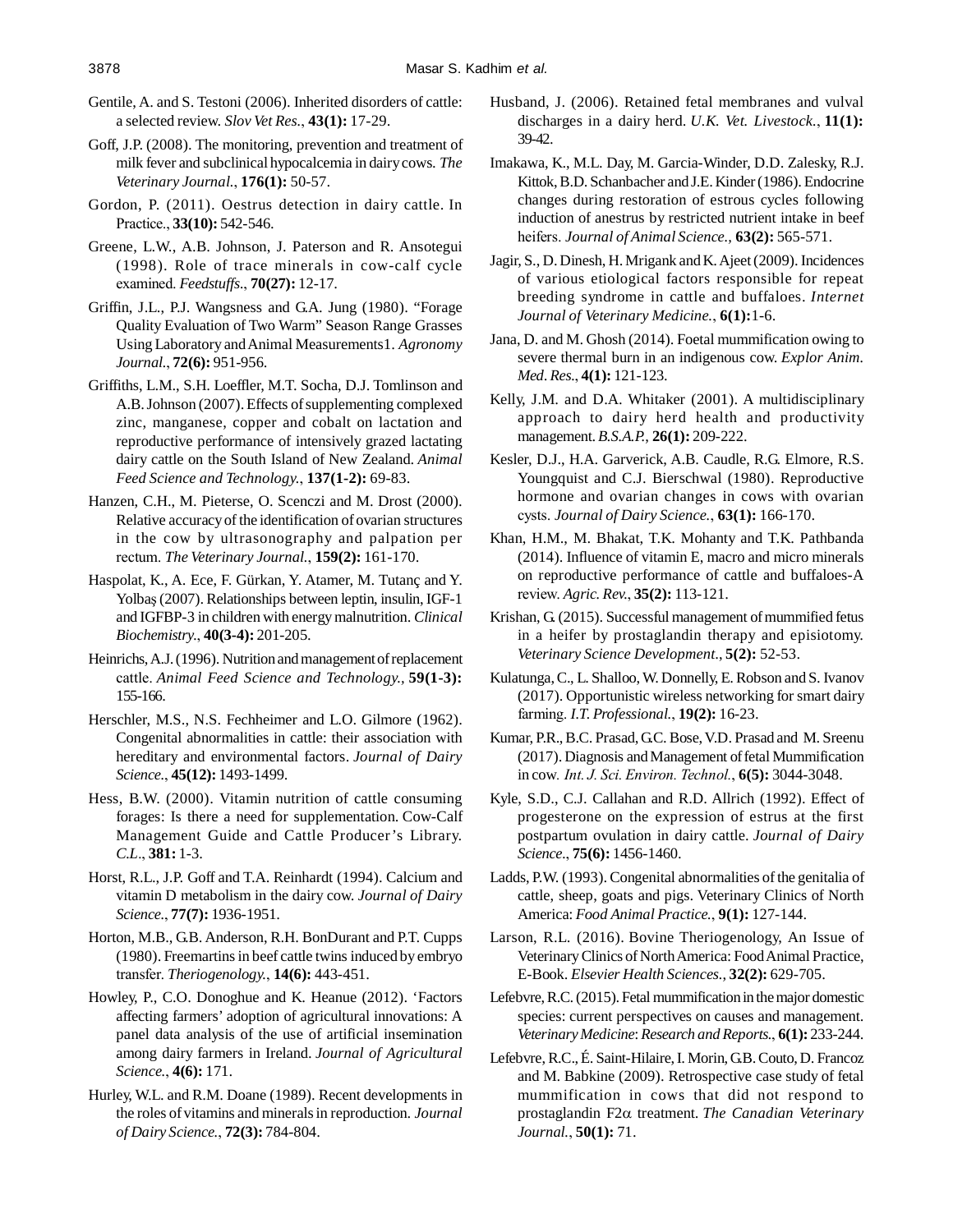Gentile, A. and S. Testoni (2006). Inherited disorders of cattle: a selected review. *Slov Vet Res.*, **43(1):** 17-29.

Goff, J.P. (2008). The monitoring, prevention and treatment of milk fever and subclinical hypocalcemia in dairy cows. *The Veterinary Journal.*, **176(1):** 50-57.

Gordon, P. (2011). Oestrus detection in dairy cattle. In Practice., **33(10):** 542-546.

Greene, L.W., A.B. Johnson, J. Paterson and R. Ansotegui (1998). Role of trace minerals in cow-calf cycle examined. *Feedstuffs.*, **70(27):** 12-17.

Griffin, J.L., P.J. Wangsness and G.A. Jung (1980). "Forage Quality Evaluation of Two Warm" Season Range Grasses Using Laboratory and Animal Measurements1. *Agronomy Journal.*, **72(6):** 951-956.

Griffiths, L.M., S.H. Loeffler, M.T. Socha, D.J. Tomlinson and A.B. Johnson (2007). Effects of supplementing complexed zinc, manganese, copper and cobalt on lactation and reproductive performance of intensively grazed lactating dairy cattle on the South Island of New Zealand. *Animal Feed Science and Technology.*, **137(1-2):** 69-83.

Hanzen, C.H., M. Pieterse, O. Scenczi and M. Drost (2000). Relative accuracy of the identification of ovarian structures in the cow by ultrasonography and palpation per rectum. *The Veterinary Journal.*, **159(2):** 161-170.

Haspolat, K., A. Ece, F. Gürkan, Y. Atamer, M. Tutanç and Y. Yolbaş (2007). Relationships between leptin, insulin, IGF-1 and IGFBP-3 in children with energy malnutrition. *Clinical Biochemistry.*, **40(3-4):** 201-205.

Heinrichs, A.J. (1996). Nutrition and management of replacement cattle. *Animal Feed Science and Technology.*, **59(1-3):** 155-166.

Herschler, M.S., N.S. Fechheimer and L.O. Gilmore (1962). Congenital abnormalities in cattle: their association with hereditary and environmental factors. *Journal of Dairy Science.*, **45(12):** 1493-1499.

Hess, B.W. (2000). Vitamin nutrition of cattle consuming forages: Is there a need for supplementation. Cow-Calf Management Guide and Cattle Producer's Library. *C.L.*, **381:** 1-3.

Horst, R.L., J.P. Goff and T.A. Reinhardt (1994). Calcium and vitamin D metabolism in the dairy cow. *Journal of Dairy Science.*, **77(7):** 1936-1951.

Horton, M.B., G.B. Anderson, R.H. BonDurant and P.T. Cupps (1980). Freemartins in beef cattle twins induced by embryo transfer. *Theriogenology.*, **14(6):** 443-451.

Howley, P., C.O. Donoghue and K. Heanue (2012). 'Factors affecting farmers' adoption of agricultural innovations: A panel data analysis of the use of artificial insemination among dairy farmers in Ireland. *Journal of Agricultural Science.*, **4(6):** 171.

Hurley, W.L. and R.M. Doane (1989). Recent developments in the roles of vitamins and minerals in reproduction. *Journal of Dairy Science.*, **72(3):** 784-804.

Husband, J. (2006). Retained fetal membranes and vulval discharges in a dairy herd. *U.K. Vet. Livestock.*, **11(1):** 39-42.

Imakawa, K., M.L. Day, M. Garcia-Winder, D.D. Zalesky, R.J. Kittok, B.D. Schanbacher and J.E. Kinder (1986). Endocrine changes during restoration of estrous cycles following induction of anestrus by restricted nutrient intake in beef heifers. *Journal of Animal Science.*, **63(2):** 565-571.

Jagir, S., D. Dinesh, H. Mrigank and K. Ajeet (2009). Incidences of various etiological factors responsible for repeat breeding syndrome in cattle and buffaloes. *Internet Journal of Veterinary Medicine.*, **6(1):**1-6.

Jana, D. and M. Ghosh (2014). Foetal mummification owing to severe thermal burn in an indigenous cow. *Explor Anim. Med. Res.*, **4(1):** 121-123.

Kelly, J.M. and D.A. Whitaker (2001). A multidisciplinary approach to dairy herd health and productivity management. *B.S.A.P.*, **26(1):** 209-222.

Kesler, D.J., H.A. Garverick, A.B. Caudle, R.G. Elmore, R.S. Youngquist and C.J. Bierschwal (1980). Reproductive hormone and ovarian changes in cows with ovarian cysts. *Journal of Dairy Science.*, **63(1):** 166-170.

Khan, H.M., M. Bhakat, T.K. Mohanty and T.K. Pathbanda (2014). Influence of vitamin E, macro and micro minerals on reproductive performance of cattle and buffaloes-A review. *Agric. Rev.*, **35(2):** 113-121.

Krishan, G. (2015). Successful management of mummified fetus in a heifer by prostaglandin therapy and episiotomy. *Veterinary Science Development.*, **5(2):** 52-53.

Kulatunga, C., L. Shalloo, W. Donnelly, E. Robson and S. Ivanov (2017). Opportunistic wireless networking for smart dairy farming. *I.T. Professional.*, **19(2):** 16-23.

Kumar, P.R., B.C. Prasad, G.C. Bose, V.D. Prasad and M. Sreenu (2017). Diagnosis and Management of fetal Mummification in cow. *Int. J. Sci. Environ. Technol.*, **6(5):** 3044-3048.

Kyle, S.D., C.J. Callahan and R.D. Allrich (1992). Effect of progesterone on the expression of estrus at the first postpartum ovulation in dairy cattle. *Journal of Dairy Science.*, **75(6):** 1456-1460.

Ladds, P.W. (1993). Congenital abnormalities of the genitalia of cattle, sheep, goats and pigs. Veterinary Clinics of North America: *Food Animal Practice.*, **9(1):** 127-144.

Larson, R.L. (2016). Bovine Theriogenology, An Issue of Veterinary Clinics of North America: Food Animal Practice, E-Book. *Elsevier Health Sciences.*, **32(2):** 629-705.

Lefebvre, R.C. (2015). Fetal mummification in the major domestic species: current perspectives on causes and management. *Veterinary Medicine: Research and Reports.*, **6(1):** 233-244.

Lefebvre, R.C., É. Saint-Hilaire, I. Morin, G.B. Couto, D. Francoz and M. Babkine (2009). Retrospective case study of fetal mummification in cows that did not respond to prostaglandin F2$\alpha$ treatment. *The Canadian Veterinary Journal.*, **50(1):** 71.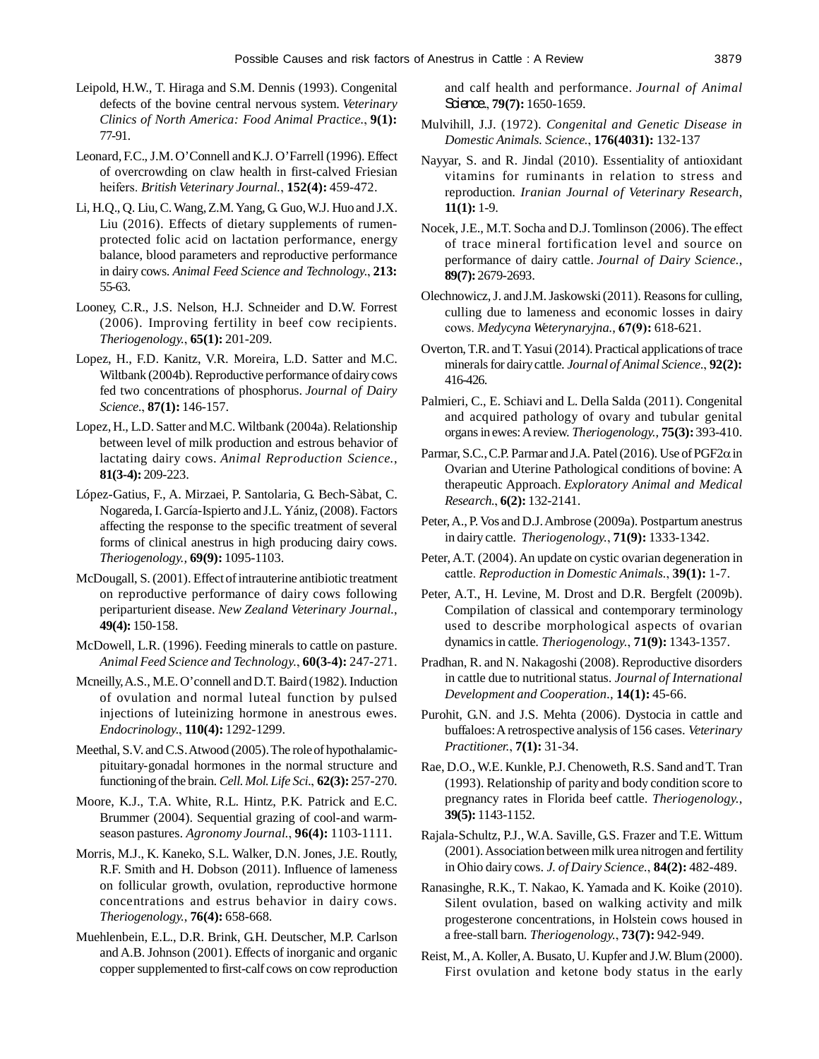Leipold, H.W., T. Hiraga and S.M. Dennis (1993). Congenital defects of the bovine central nervous system. *Veterinary Clinics of North America: Food Animal Practice.*, **9(1):** 77-91.

Leonard, F.C., J.M. O'Connell and K.J. O'Farrell (1996). Effect of overcrowding on claw health in first-calved Friesian heifers. *British Veterinary Journal.*, **152(4):** 459-472.

Li, H.Q., Q. Liu, C. Wang, Z.M. Yang, G. Guo, W.J. Huo and J.X. Liu (2016). Effects of dietary supplements of rumen-protected folic acid on lactation performance, energy balance, blood parameters and reproductive performance in dairy cows. *Animal Feed Science and Technology.*, **213:** 55-63.

Looney, C.R., J.S. Nelson, H.J. Schneider and D.W. Forrest (2006). Improving fertility in beef cow recipients. *Theriogenology.*, **65(1):** 201-209.

Lopez, H., F.D. Kanitz, V.R. Moreira, L.D. Satter and M.C. Wiltbank (2004b). Reproductive performance of dairy cows fed two concentrations of phosphorus. *Journal of Dairy Science.*, **87(1):** 146-157.

Lopez, H., L.D. Satter and M.C. Wiltbank (2004a). Relationship between level of milk production and estrous behavior of lactating dairy cows. *Animal Reproduction Science.*, **81(3-4):** 209-223.

López-Gatius, F., A. Mirzaei, P. Santolaria, G. Bech-Sàbat, C. Nogareda, I. García-Ispierto and J.L. Yániz, (2008). Factors affecting the response to the specific treatment of several forms of clinical anestrus in high producing dairy cows. *Theriogenology.*, **69(9):** 1095-1103.

McDougall, S. (2001). Effect of intrauterine antibiotic treatment on reproductive performance of dairy cows following periparturient disease. *New Zealand Veterinary Journal.*, **49(4):** 150-158.

McDowell, L.R. (1996). Feeding minerals to cattle on pasture. *Animal Feed Science and Technology.*, **60(3-4):** 247-271.

Mcneilly, A.S., M.E. O'connell and D.T. Baird (1982). Induction of ovulation and normal luteal function by pulsed injections of luteinizing hormone in anestrous ewes. *Endocrinology.*, **110(4):** 1292-1299.

Meethal, S.V. and C.S. Atwood (2005). The role of hypothalamic-pituitary-gonadal hormones in the normal structure and functioning of the brain. *Cell. Mol. Life Sci.*, **62(3):** 257-270.

Moore, K.J., T.A. White, R.L. Hintz, P.K. Patrick and E.C. Brummer (2004). Sequential grazing of cool-and warm-season pastures. *Agronomy Journal.*, **96(4):** 1103-1111.

Morris, M.J., K. Kaneko, S.L. Walker, D.N. Jones, J.E. Routly, R.F. Smith and H. Dobson (2011). Influence of lameness on follicular growth, ovulation, reproductive hormone concentrations and estrus behavior in dairy cows. *Theriogenology.*, **76(4):** 658-668.

Muehlenbein, E.L., D.R. Brink, G.H. Deutscher, M.P. Carlson and A.B. Johnson (2001). Effects of inorganic and organic copper supplemented to first-calf cows on cow reproduction and calf health and performance. *Journal of Animal Science.*, **79(7):** 1650-1659.

Mulvihill, J.J. (1972). *Congenital and Genetic Disease in Domestic Animals. Science.*, **176(4031):** 132-137

Nayyar, S. and R. Jindal (2010). Essentiality of antioxidant vitamins for ruminants in relation to stress and reproduction. *Iranian Journal of Veterinary Research*, **11(1):** 1-9.

Nocek, J.E., M.T. Socha and D.J. Tomlinson (2006). The effect of trace mineral fortification level and source on performance of dairy cattle. *Journal of Dairy Science.*, **89(7):** 2679-2693.

Olechnowicz, J. and J.M. Jaskowski (2011). Reasons for culling, culling due to lameness and economic losses in dairy cows. *Medycyna Weterynaryjna.*, **67(9):** 618-621.

Overton, T.R. and T. Yasui (2014). Practical applications of trace minerals for dairy cattle. *Journal of Animal Science.*, **92(2):** 416-426.

Palmieri, C., E. Schiavi and L. Della Salda (2011). Congenital and acquired pathology of ovary and tubular genital organs in ewes: A review. *Theriogenology.*, **75(3):** 393-410.

Parmar, S.C., C.P. Parmar and J.A. Patel (2016). Use of PGF2$\alpha$ in Ovarian and Uterine Pathological conditions of bovine: A therapeutic Approach. *Exploratory Animal and Medical Research.*, **6(2):** 132-2141.

Peter, A., P. Vos and D.J. Ambrose (2009a). Postpartum anestrus in dairy cattle. *Theriogenology.*, **71(9):** 1333-1342.

Peter, A.T. (2004). An update on cystic ovarian degeneration in cattle. *Reproduction in Domestic Animals.*, **39(1):** 1-7.

Peter, A.T., H. Levine, M. Drost and D.R. Bergfelt (2009b). Compilation of classical and contemporary terminology used to describe morphological aspects of ovarian dynamics in cattle. *Theriogenology.*, **71(9):** 1343-1357.

Pradhan, R. and N. Nakagoshi (2008). Reproductive disorders in cattle due to nutritional status. *Journal of International Development and Cooperation.*, **14(1):** 45-66.

Purohit, G.N. and J.S. Mehta (2006). Dystocia in cattle and buffaloes: A retrospective analysis of 156 cases. *Veterinary Practitioner.*, **7(1):** 31-34.

Rae, D.O., W.E. Kunkle, P.J. Chenoweth, R.S. Sand and T. Tran (1993). Relationship of parity and body condition score to pregnancy rates in Florida beef cattle. *Theriogenology.*, **39(5):** 1143-1152.

Rajala-Schultz, P.J., W.A. Saville, G.S. Frazer and T.E. Wittum (2001). Association between milk urea nitrogen and fertility in Ohio dairy cows. *J. of Dairy Science.*, **84(2):** 482-489.

Ranasinghe, R.K., T. Nakao, K. Yamada and K. Koike (2010). Silent ovulation, based on walking activity and milk progesterone concentrations, in Holstein cows housed in a free-stall barn. *Theriogenology.*, **73(7):** 942-949.

Reist, M., A. Koller, A. Busato, U. Kupfer and J.W. Blum (2000). First ovulation and ketone body status in the early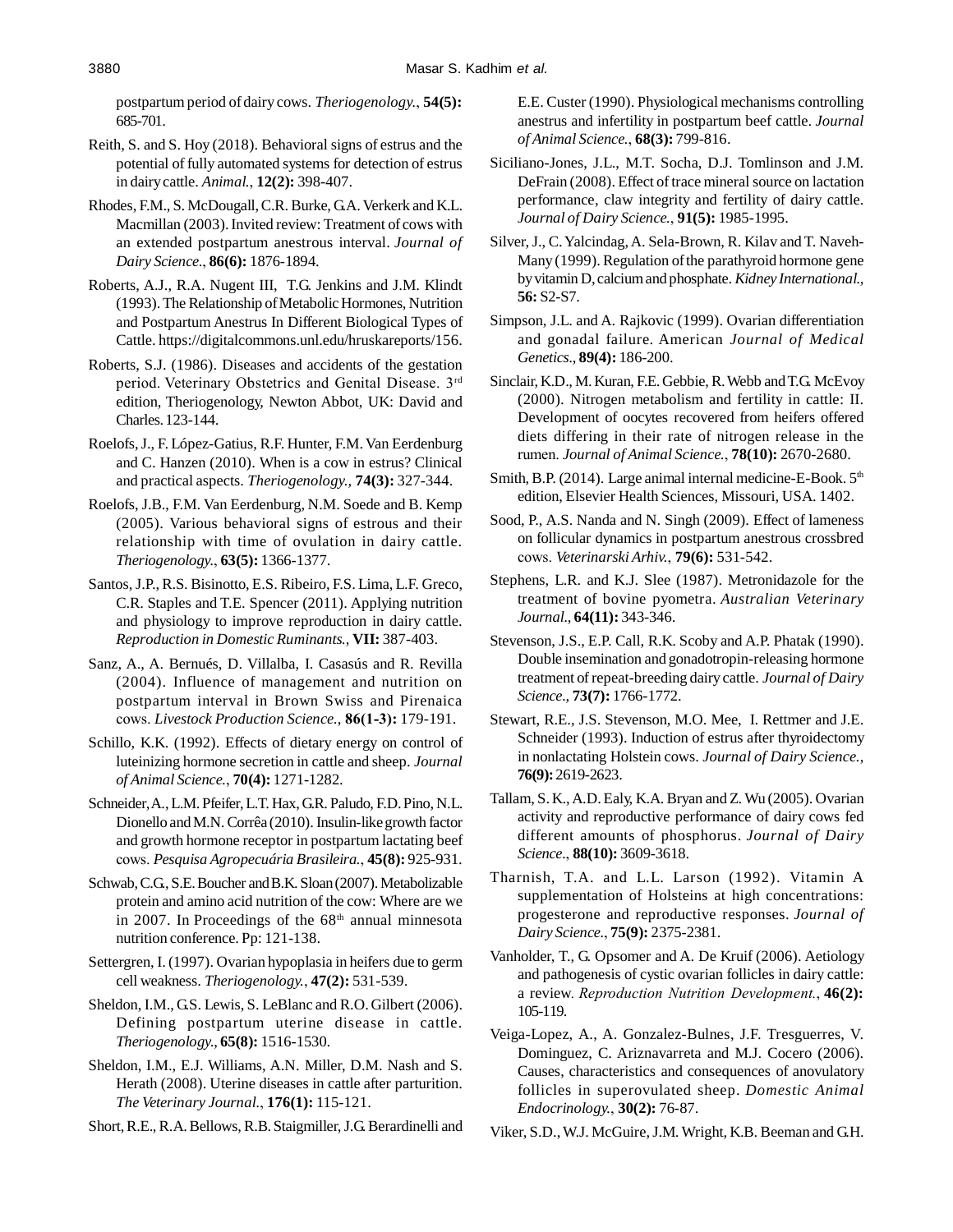postpartum period of dairy cows. *Theriogenology.*, **54(5):** 685-701.

Reith, S. and S. Hoy (2018). Behavioral signs of estrus and the potential of fully automated systems for detection of estrus in dairy cattle. *Animal.*, **12(2):** 398-407.

Rhodes, F.M., S. McDougall, C.R. Burke, G.A. Verkerk and K.L. Macmillan (2003). Invited review: Treatment of cows with an extended postpartum anestrous interval. *Journal of Dairy Science.*, **86(6):** 1876-1894.

Roberts, A.J., R.A. Nugent III, T.G. Jenkins and J.M. Klindt (1993). The Relationship of Metabolic Hormones, Nutrition and Postpartum Anestrus In Different Biological Types of Cattle. https://digitalcommons.unl.edu/hruskareports/156.

Roberts, S.J. (1986). Diseases and accidents of the gestation period. Veterinary Obstetrics and Genital Disease. 3rd edition, Theriogenology, Newton Abbot, UK: David and Charles. 123-144.

Roelofs, J., F. López-Gatius, R.F. Hunter, F.M. Van Eerdenburg and C. Hanzen (2010). When is a cow in estrus? Clinical and practical aspects. *Theriogenology.*, **74(3):** 327-344.

Roelofs, J.B., F.M. Van Eerdenburg, N.M. Soede and B. Kemp (2005). Various behavioral signs of estrous and their relationship with time of ovulation in dairy cattle. *Theriogenology.*, **63(5):** 1366-1377.

Santos, J.P., R.S. Bisinotto, E.S. Ribeiro, F.S. Lima, L.F. Greco, C.R. Staples and T.E. Spencer (2011). Applying nutrition and physiology to improve reproduction in dairy cattle. *Reproduction in Domestic Ruminants.*, **VII:** 387-403.

Sanz, A., A. Bernués, D. Villalba, I. Casasús and R. Revilla (2004). Influence of management and nutrition on postpartum interval in Brown Swiss and Pirenaica cows. *Livestock Production Science.*, **86(1-3):** 179-191.

Schillo, K.K. (1992). Effects of dietary energy on control of luteinizing hormone secretion in cattle and sheep. *Journal of Animal Science.*, **70(4):** 1271-1282.

Schneider, A., L.M. Pfeifer, L.T. Hax, G.R. Paludo, F.D. Pino, N.L. Dionello and M.N. Corrêa (2010). Insulin-like growth factor and growth hormone receptor in postpartum lactating beef cows. *Pesquisa Agropecuária Brasileira.*, **45(8):** 925-931.

Schwab, C.G., S.E. Boucher and B.K. Sloan (2007). Metabolizable protein and amino acid nutrition of the cow: Where are we in 2007. In Proceedings of the 68th annual minnesota nutrition conference. Pp: 121-138.

Settergren, I. (1997). Ovarian hypoplasia in heifers due to germ cell weakness. *Theriogenology.*, **47(2):** 531-539.

Sheldon, I.M., G.S. Lewis, S. LeBlanc and R.O. Gilbert (2006). Defining postpartum uterine disease in cattle. *Theriogenology.*, **65(8):** 1516-1530.

Sheldon, I.M., E.J. Williams, A.N. Miller, D.M. Nash and S. Herath (2008). Uterine diseases in cattle after parturition. *The Veterinary Journal.*, **176(1):** 115-121.

Short, R.E., R.A. Bellows, R.B. Staigmiller, J.G. Berardinelli and E.E. Custer (1990). Physiological mechanisms controlling anestrus and infertility in postpartum beef cattle. *Journal of Animal Science.*, **68(3):** 799-816.

Siciliano-Jones, J.L., M.T. Socha, D.J. Tomlinson and J.M. DeFrain (2008). Effect of trace mineral source on lactation performance, claw integrity and fertility of dairy cattle. *Journal of Dairy Science.*, **91(5):** 1985-1995.

Silver, J., C. Yalcindag, A. Sela-Brown, R. Kilav and T. Naveh-Many (1999). Regulation of the parathyroid hormone gene by vitamin D, calcium and phosphate. *Kidney International.*, **56:** S2-S7.

Simpson, J.L. and A. Rajkovic (1999). Ovarian differentiation and gonadal failure. American *Journal of Medical Genetics.*, **89(4):** 186-200.

Sinclair, K.D., M. Kuran, F.E. Gebbie, R. Webb and T.G. McEvoy (2000). Nitrogen metabolism and fertility in cattle: II. Development of oocytes recovered from heifers offered diets differing in their rate of nitrogen release in the rumen. *Journal of Animal Science.*, **78(10):** 2670-2680.

Smith, B.P. (2014). Large animal internal medicine-E-Book. 5th edition, Elsevier Health Sciences, Missouri, USA. 1402.

Sood, P., A.S. Nanda and N. Singh (2009). Effect of lameness on follicular dynamics in postpartum anestrous crossbred cows. *Veterinarski Arhiv.*, **79(6):** 531-542.

Stephens, L.R. and K.J. Slee (1987). Metronidazole for the treatment of bovine pyometra. *Australian Veterinary Journal.*, **64(11):** 343-346.

Stevenson, J.S., E.P. Call, R.K. Scoby and A.P. Phatak (1990). Double insemination and gonadotropin-releasing hormone treatment of repeat-breeding dairy cattle. *Journal of Dairy Science.*, **73(7):** 1766-1772.

Stewart, R.E., J.S. Stevenson, M.O. Mee, I. Rettmer and J.E. Schneider (1993). Induction of estrus after thyroidectomy in nonlactating Holstein cows. *Journal of Dairy Science.*, **76(9):** 2619-2623.

Tallam, S. K., A.D. Ealy, K.A. Bryan and Z. Wu (2005). Ovarian activity and reproductive performance of dairy cows fed different amounts of phosphorus. *Journal of Dairy Science.*, **88(10):** 3609-3618.

Tharnish, T.A. and L.L. Larson (1992). Vitamin A supplementation of Holsteins at high concentrations: progesterone and reproductive responses. *Journal of Dairy Science.*, **75(9):** 2375-2381.

Vanholder, T., G. Opsomer and A. De Kruif (2006). Aetiology and pathogenesis of cystic ovarian follicles in dairy cattle: a review. *Reproduction Nutrition Development.*, **46(2):** 105-119.

Veiga-Lopez, A., A. Gonzalez-Bulnes, J.F. Tresguerres, V. Dominguez, C. Ariznavarreta and M.J. Cocero (2006). Causes, characteristics and consequences of anovulatory follicles in superovulated sheep. *Domestic Animal Endocrinology.*, **30(2):** 76-87.

Viker, S.D., W.J. McGuire, J.M. Wright, K.B. Beeman and G.H.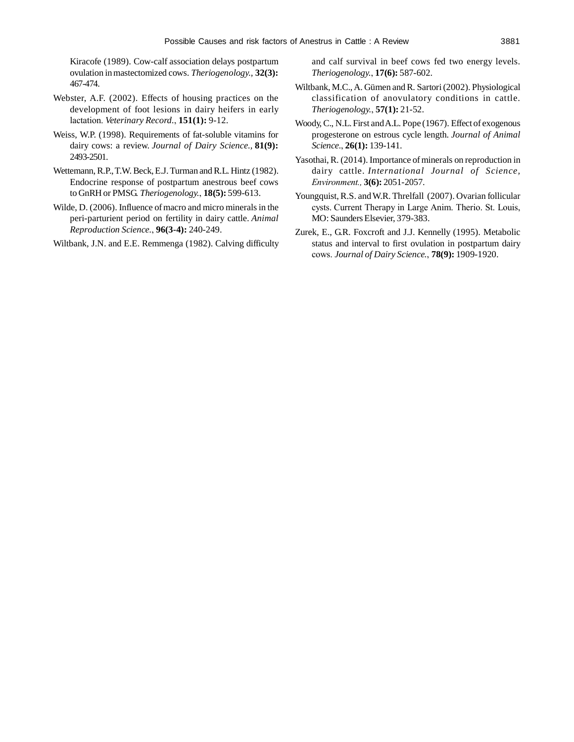Kiracofe (1989). Cow-calf association delays postpartum ovulation in mastectomized cows. *Theriogenology.,* **32(3):** 467-474.

Webster, A.F. (2002). Effects of housing practices on the development of foot lesions in dairy heifers in early lactation. *Veterinary Record.*, **151(1):** 9-12.

Weiss, W.P. (1998). Requirements of fat-soluble vitamins for dairy cows: a review. *Journal of Dairy Science.*, **81(9):** 2493-2501.

Wettemann, R.P., T.W. Beck, E.J. Turman and R.L. Hintz (1982). Endocrine response of postpartum anestrous beef cows to GnRH or PMSG. *Theriogenology.*, **18(5):** 599-613.

Wilde, D. (2006). Influence of macro and micro minerals in the peri-parturient period on fertility in dairy cattle. *Animal Reproduction Science.*, **96(3-4):** 240-249.

Wiltbank, J.N. and E.E. Remmenga (1982). Calving difficulty and calf survival in beef cows fed two energy levels. *Theriogenology.*, **17(6):** 587-602.

Wiltbank, M.C., A. Gümen and R. Sartori (2002). Physiological classification of anovulatory conditions in cattle. *Theriogenology.*, **57(1):** 21-52.

Woody, C., N.L. First and A.L. Pope (1967). Effect of exogenous progesterone on estrous cycle length. *Journal of Animal Science.*, **26(1):** 139-141.

Yasothai, R. (2014). Importance of minerals on reproduction in dairy cattle. *International Journal of Science, Environment.,* **3(6):** 2051-2057.

Youngquist, R.S. and W.R. Threlfall (2007). Ovarian follicular cysts. Current Therapy in Large Anim. Therio. St. Louis, MO: Saunders Elsevier, 379-383.

Zurek, E., G.R. Foxcroft and J.J. Kennelly (1995). Metabolic status and interval to first ovulation in postpartum dairy cows. *Journal of Dairy Science.*, **78(9):** 1909-1920.